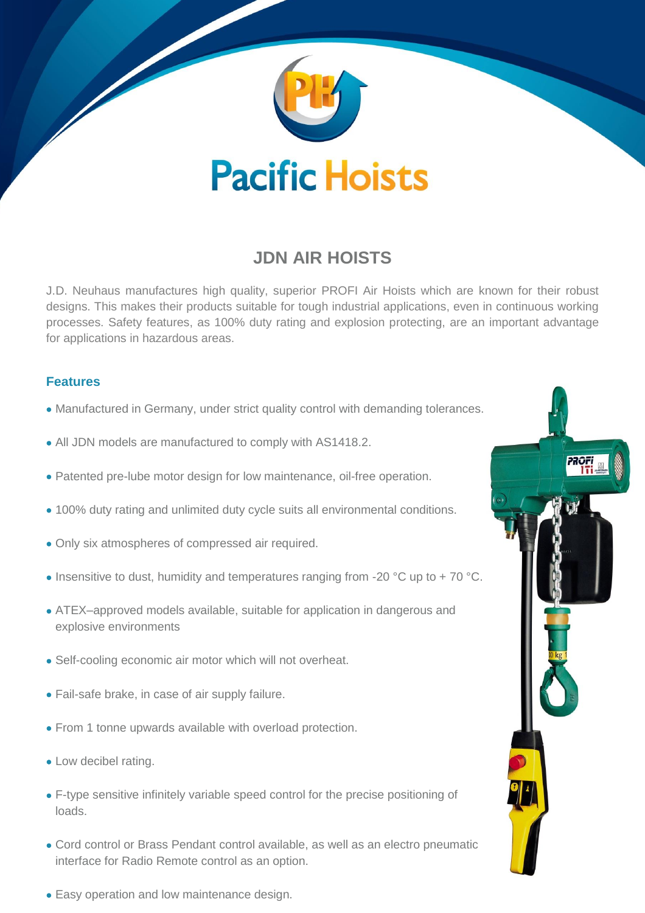# Pacific Hoists

## JDN AIR HOISTS

J.D. Neuhaus manufactures high quality, superior PROFI Air Hoists which are known for their robust designs. This makes their products suitable for tough industrial applications, even in continuous working processes. Safety features, as 100% duty rating and explosion protecting, are an important advantage for applications in hazardous areas.

### Features

- Manufactured in Germany, under strict quality control with demanding tolerances.
- All JDN models are manufactured to comply with AS1418.2.
- Patented pre-lube motor design for low maintenance, oil-free operation.
- 100% duty rating and unlimited duty cycle suits all environmental conditions.
- Only six atmospheres of compressed air required.
- Insensitive to dust, humidity and temperatures ranging from -20 °C up to + 70 °C.
- ATEX–approved models available, suitable for application in dangerous and explosive environments
- Self-cooling economic air motor which will not overheat.
- Fail-safe brake, in case of air supply failure.
- From 1 tonne upwards available with overload protection.
- Low decibel rating.
- F-type sensitive infinitely variable speed control for the precise positioning of loads.
- Cord control or Brass Pendant control available, as well as an electro pneumatic interface for Radio Remote control as an option.
- Easy operation and low maintenance design.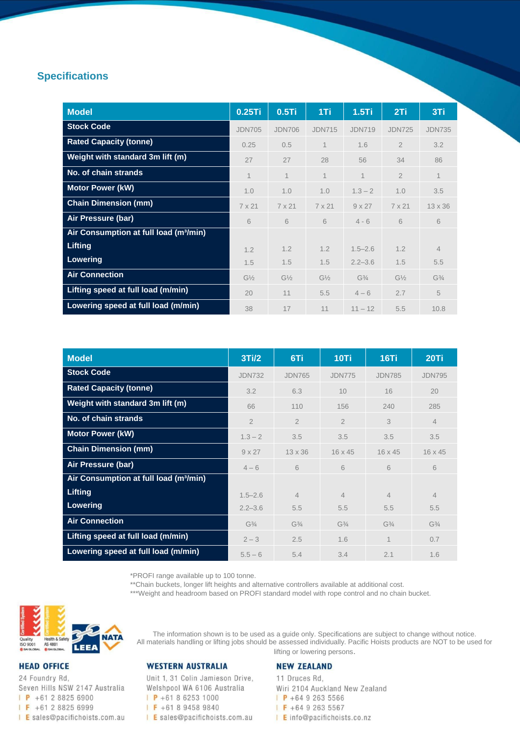## Specifications

| Model | 0.25Ti | 0.5Ti | 1Ti | 1.5Ti | 2Ti | 3Ti |
|---|---|---|---|---|---|---|
| Stock Code | JDN705 | JDN706 | JDN715 | JDN719 | JDN725 | JDN735 |
| Rated Capacity (tonne) | 0.25 | 0.5 | 1 | 1.6 | 2 | 3.2 |
| Weight with standard 3m lift (m) | 27 | 27 | 28 | 56 | 34 | 86 |
| No. of chain strands | 1 | 1 | 1 | 1 | 2 | 1 |
| Motor Power (kW) | 1.0 | 1.0 | 1.0 | 1.3 – 2 | 1.0 | 3.5 |
| Chain Dimension (mm) | 7 x 21 | 7 x 21 | 7 x 21 | 9 x 27 | 7 x 21 | 13 x 36 |
| Air Pressure (bar) | 6 | 6 | 6 | 4 - 6 | 6 | 6 |
| Air Consumption at full load ($m^3$/min) | | | | | | |
| Lifting | 1.2 | 1.2 | 1.2 | 1.5–2.6 | 1.2 | 4 |
| Lowering | 1.5 | 1.5 | 1.5 | 2.2–3.6 | 1.5 | 5.5 |
| Air Connection | G½ | G½ | G½ | G¾ | G½ | G¾ |
| Lifting speed at full load (m/min) | 20 | 11 | 5.5 | 4 – 6 | 2.7 | 5 |
| Lowering speed at full load (m/min) | 38 | 17 | 11 | 11 – 12 | 5.5 | 10.8 |

| Model | 3Ti/2 | 6Ti | 10Ti | 16Ti | 20Ti |
|---|---|---|---|---|---|
| Stock Code | JDN732 | JDN765 | JDN775 | JDN785 | JDN795 |
| Rated Capacity (tonne) | 3.2 | 6.3 | 10 | 16 | 20 |
| Weight with standard 3m lift (m) | 66 | 110 | 156 | 240 | 285 |
| No. of chain strands | 2 | 2 | 2 | 3 | 4 |
| Motor Power (kW) | 1.3 – 2 | 3.5 | 3.5 | 3.5 | 3.5 |
| Chain Dimension (mm) | 9 x 27 | 13 x 36 | 16 x 45 | 16 x 45 | 16 x 45 |
| Air Pressure (bar) | 4 – 6 | 6 | 6 | 6 | 6 |
| Air Consumption at full load ($m^3$/min) | | | | | |
| Lifting | 1.5–2.6 | 4 | 4 | 4 | 4 |
| Lowering | 2.2–3.6 | 5.5 | 5.5 | 5.5 | 5.5 |
| Air Connection | G¾ | G¾ | G¾ | G¾ | G¾ |
| Lifting speed at full load (m/min) | 2 – 3 | 2.5 | 1.6 | 1 | 0.7 |
| Lowering speed at full load (m/min) | 5.5 – 6 | 5.4 | 3.4 | 2.1 | 1.6 |

*PROFI range available up to 100 tonne.
**Chain buckets, longer lift heights and alternative controllers available at additional cost.
***Weight and headroom based on PROFI standard model with rope control and no chain bucket.

Quality ISO 9001 · Health & Safety AS 4801 · LEEA · NATA

The information shown is to be used as a guide only. Specifications are subject to change without notice. All materials handling or lifting jobs should be assessed individually. Pacific Hoists products are NOT to be used for lifting or lowering persons.

**HEAD OFFICE**
24 Foundry Rd,
Seven Hills NSW 2147 Australia
P +61 2 8825 6900
F +61 2 8825 6999
E sales@pacifichoists.com.au

**WESTERN AUSTRALIA**
Unit 1, 31 Colin Jamieson Drive,
Welshpool WA 6106 Australia
P +61 8 6253 1000
F +61 8 9458 9840
E sales@pacifichoists.com.au

**NEW ZEALAND**
11 Druces Rd,
Wiri 2104 Auckland New Zealand
P +64 9 263 5566
F +64 9 263 5567
E info@pacifichoists.co.nz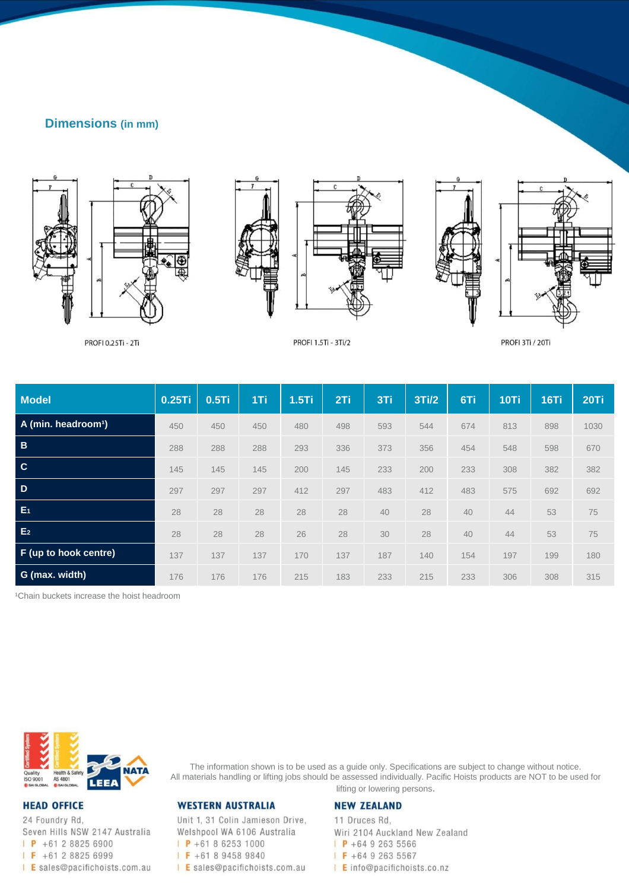## Dimensions (in mm)

PROFI 0.25Ti - 2Ti

PROFI 1.5Ti - 3Ti/2

PROFI 3Ti / 20Ti

| Model | 0.25Ti | 0.5Ti | 1Ti | 1.5Ti | 2Ti | 3Ti | 3Ti/2 | 6Ti | 10Ti | 16Ti | 20Ti |
|---|---|---|---|---|---|---|---|---|---|---|---|
| A (min. headroom[1]) | 450 | 450 | 450 | 480 | 498 | 593 | 544 | 674 | 813 | 898 | 1030 |
| B | 288 | 288 | 288 | 293 | 336 | 373 | 356 | 454 | 548 | 598 | 670 |
| C | 145 | 145 | 145 | 200 | 145 | 233 | 200 | 233 | 308 | 382 | 382 |
| D | 297 | 297 | 297 | 412 | 297 | 483 | 412 | 483 | 575 | 692 | 692 |
| $E_1$ | 28 | 28 | 28 | 28 | 28 | 40 | 28 | 40 | 44 | 53 | 75 |
| $E_2$ | 28 | 28 | 28 | 26 | 28 | 30 | 28 | 40 | 44 | 53 | 75 |
| F (up to hook centre) | 137 | 137 | 137 | 170 | 137 | 187 | 140 | 154 | 197 | 199 | 180 |
| G (max. width) | 176 | 176 | 176 | 215 | 183 | 233 | 215 | 233 | 306 | 308 | 315 |

[1]Chain buckets increase the hoist headroom

The information shown is to be used as a guide only. Specifications are subject to change without notice. All materials handling or lifting jobs should be assessed individually. Pacific Hoists products are NOT to be used for lifting or lowering persons.

**HEAD OFFICE**
24 Foundry Rd,
Seven Hills NSW 2147 Australia
| P +61 2 8825 6900
| F +61 2 8825 6999
| E sales@pacifichoists.com.au

**WESTERN AUSTRALIA**
Unit 1, 31 Colin Jamieson Drive,
Welshpool WA 6106 Australia
| P +61 8 6253 1000
| F +61 8 9458 9840
| E sales@pacifichoists.com.au

**NEW ZEALAND**
11 Druces Rd,
Wiri 2104 Auckland New Zealand
| P +64 9 263 5566
| F +64 9 263 5567
| E info@pacifichoists.co.nz